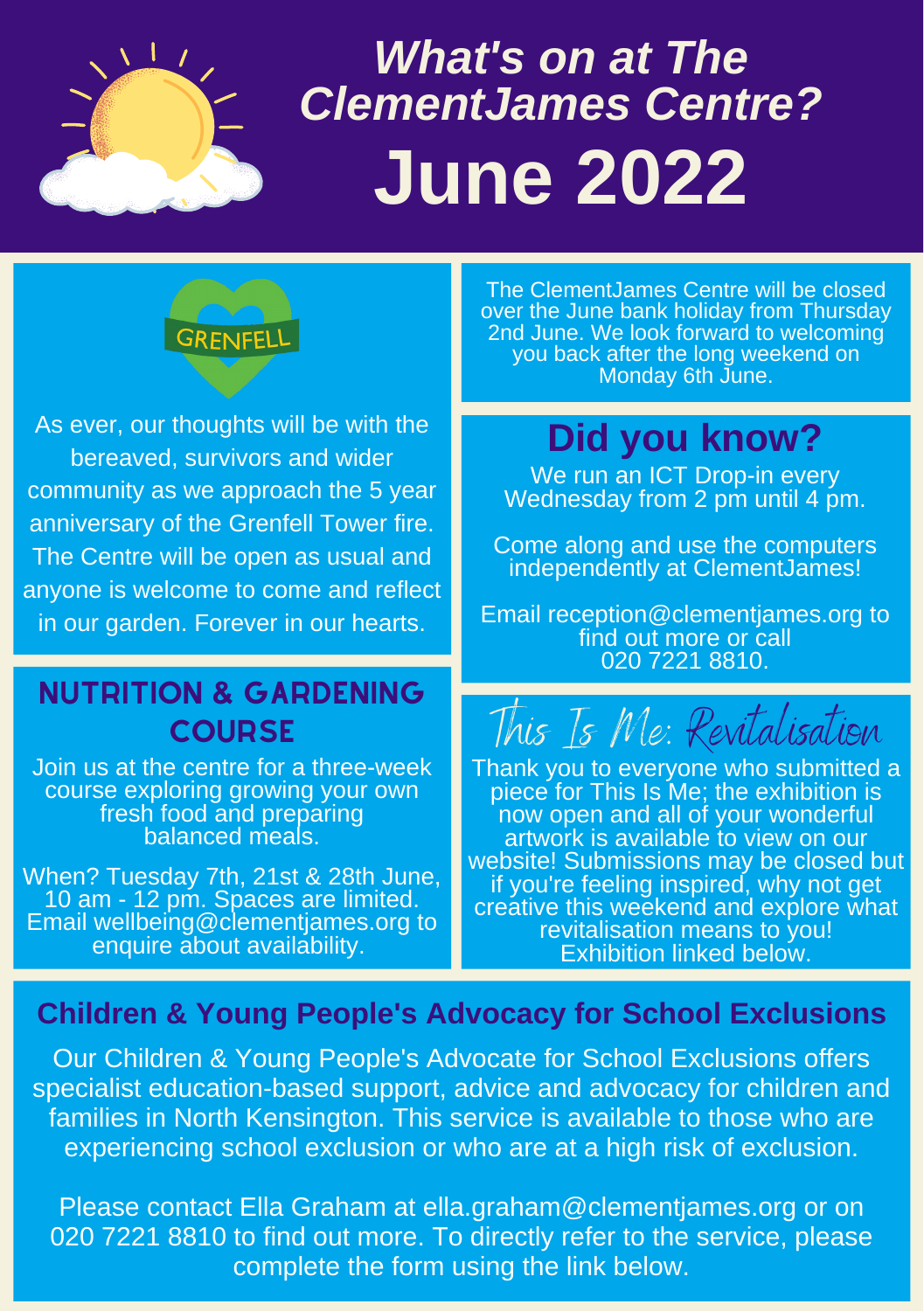# What's on at The ClementJames Centre?

# June 2022

GRENFELL

As ever, our thoughts will be with the bereaved, survivors and wider community as we approach the 5 year anniversary of the Grenfell Tower fire. The Centre will be open as usual and anyone is welcome to come and reflect in our garden. Forever in our hearts.

The ClementJames Centre will be closed over the June bank holiday from Thursday 2nd June. We look forward to welcoming you back after the long weekend on Monday 6th June.

## Did you know?

We run an ICT Drop-in every Wednesday from 2 pm until 4 pm.

Come along and use the computers independently at ClementJames!

Email reception@clementjames.org to find out more or call 020 7221 8810.

## NUTRITION & GARDENING COURSE

Join us at the centre for a three-week course exploring growing your own fresh food and preparing balanced meals.

When? Tuesday 7th, 21st & 28th June, 10 am - 12 pm. Spaces are limited. Email wellbeing@clementjames.org to enquire about availability.

## This Is Me: Revitalisation

Thank you to everyone who submitted a piece for This Is Me; the exhibition is now open and all of your wonderful artwork is available to view on our website! Submissions may be closed but if you're feeling inspired, why not get creative this weekend and explore what revitalisation means to you! Exhibition linked below.

## Children & Young People's Advocacy for School Exclusions

Our Children & Young People's Advocate for School Exclusions offers specialist education-based support, advice and advocacy for children and families in North Kensington. This service is available to those who are experiencing school exclusion or who are at a high risk of exclusion.

Please contact Ella Graham at ella.graham@clementjames.org or on 020 7221 8810 to find out more. To directly refer to the service, please complete the form using the link below.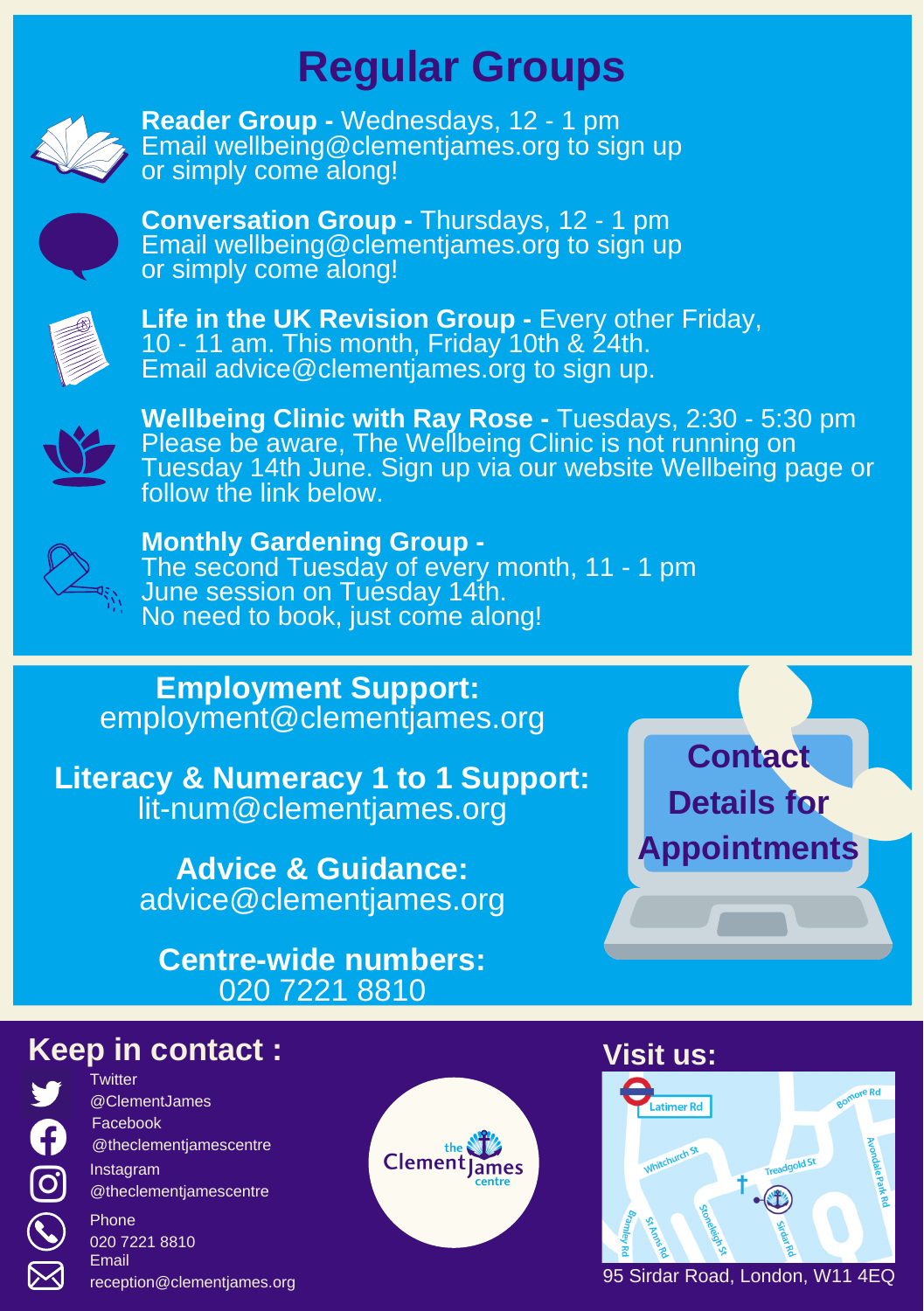# Regular Groups

**Reader Group -** Wednesdays, 12 - 1 pm
Email wellbeing@clementjames.org to sign up or simply come along!

**Conversation Group -** Thursdays, 12 - 1 pm
Email wellbeing@clementjames.org to sign up or simply come along!

**Life in the UK Revision Group -** Every other Friday, 10 - 11 am. This month, Friday 10th & 24th.
Email advice@clementjames.org to sign up.

**Wellbeing Clinic with Ray Rose -** Tuesdays, 2:30 - 5:30 pm
Please be aware, The Wellbeing Clinic is not running on Tuesday 14th June. Sign up via our website Wellbeing page or follow the link below.

**Monthly Gardening Group -**
The second Tuesday of every month, 11 - 1 pm
June session on Tuesday 14th.
No need to book, just come along!

## Contact Details for Appointments

**Employment Support:**
employment@clementjames.org

**Literacy & Numeracy 1 to 1 Support:**
lit-num@clementjames.org

**Advice & Guidance:**
advice@clementjames.org

**Centre-wide numbers:**
020 7221 8810

## Keep in contact :

Twitter
@ClementJames

Facebook
@theclementjamescentre

Instagram
@theclementjamescentre

Phone
020 7221 8810

Email
reception@clementjames.org

the Clement James centre

## Visit us:

Latimer Rd
Bomore Rd
Whitchurch St
Treadgold St
Avondale Park Rd
Bramley Rd
St Anns Rd
Stoneleigh St
Sirdar Rd

95 Sirdar Road, London, W11 4EQ